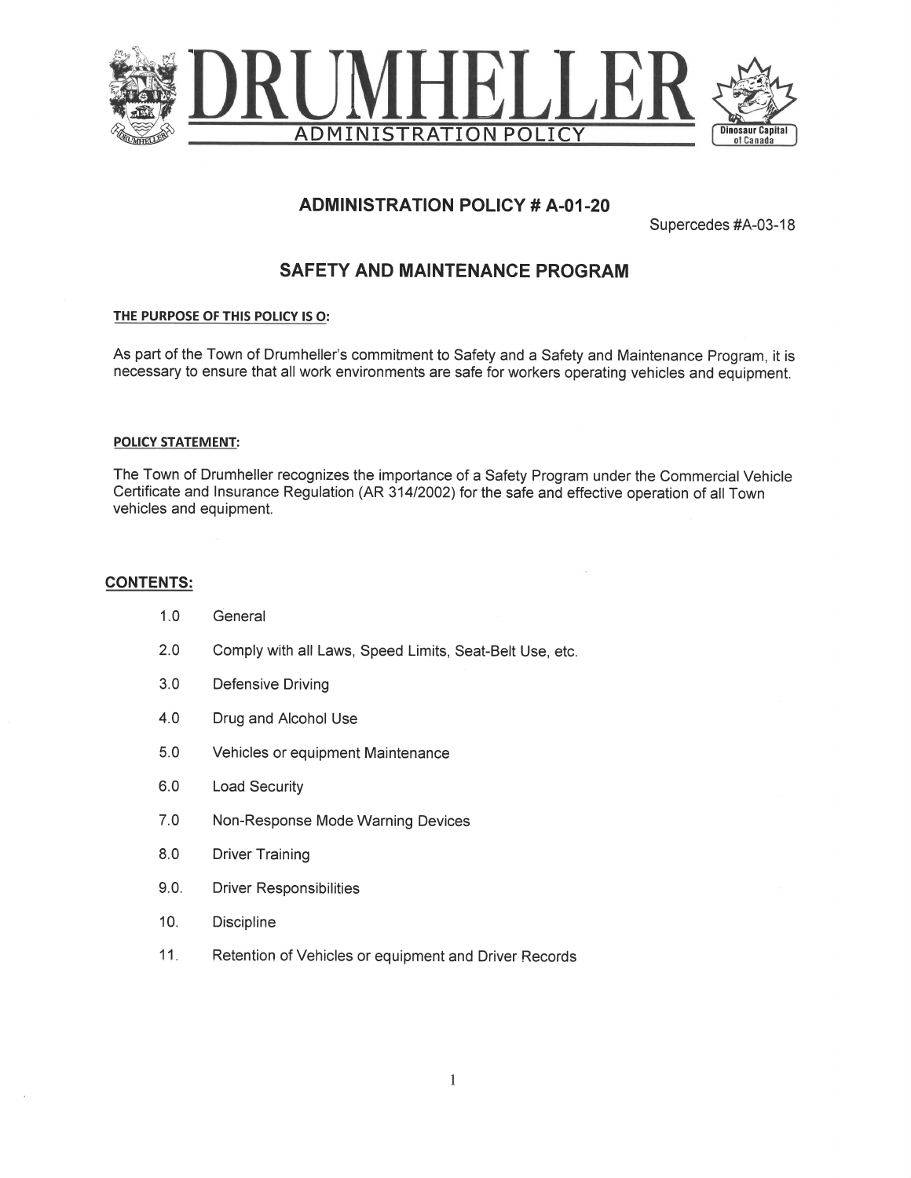# DRUMHELLER

ADMINISTRATION POLICY

## ADMINISTRATION POLICY # A-01-20

Supercedes #A-03-18

## SAFETY AND MAINTENANCE PROGRAM

**THE PURPOSE OF THIS POLICY IS O:**

As part of the Town of Drumheller's commitment to Safety and a Safety and Maintenance Program, it is necessary to ensure that all work environments are safe for workers operating vehicles and equipment.

**POLICY STATEMENT:**

The Town of Drumheller recognizes the importance of a Safety Program under the Commercial Vehicle Certificate and Insurance Regulation (AR 314/2002) for the safe and effective operation of all Town vehicles and equipment.

### CONTENTS:

- 1.0 General
- 2.0 Comply with all Laws, Speed Limits, Seat-Belt Use, etc.
- 3.0 Defensive Driving
- 4.0 Drug and Alcohol Use
- 5.0 Vehicles or equipment Maintenance
- 6.0 Load Security
- 7.0 Non-Response Mode Warning Devices
- 8.0 Driver Training
- 9.0. Driver Responsibilities
- 10. Discipline
- 11. Retention of Vehicles or equipment and Driver Records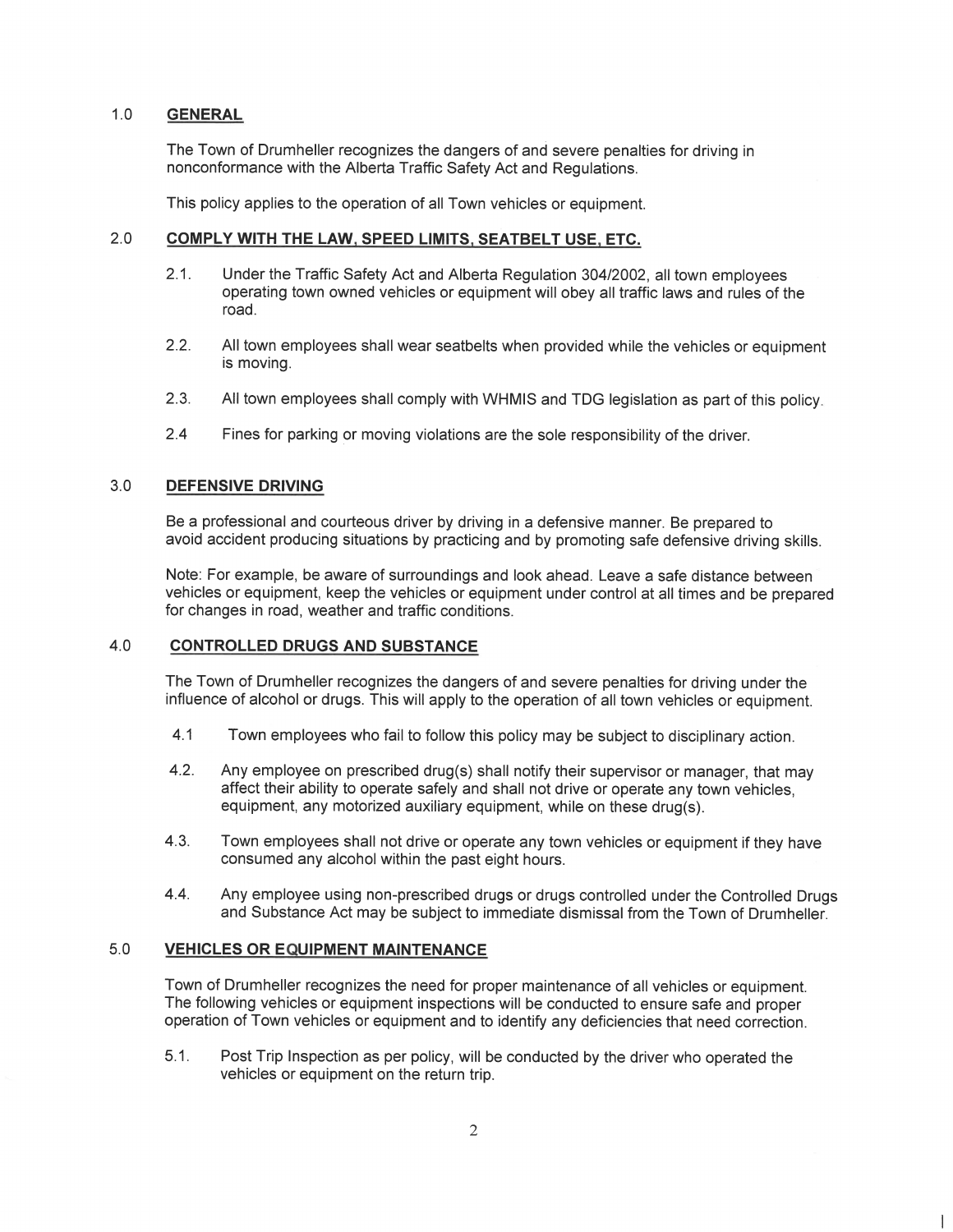## 1.0 GENERAL

The Town of Drumheller recognizes the dangers of and severe penalties for driving in nonconformance with the Alberta Traffic Safety Act and Regulations.

This policy applies to the operation of all Town vehicles or equipment.

## 2.0 COMPLY WITH THE LAW, SPEED LIMITS, SEATBELT USE, ETC.

2.1. Under the Traffic Safety Act and Alberta Regulation 304/2002, all town employees operating town owned vehicles or equipment will obey all traffic laws and rules of the road.

2.2. All town employees shall wear seatbelts when provided while the vehicles or equipment is moving.

2.3. All town employees shall comply with WHMIS and TDG legislation as part of this policy.

2.4 Fines for parking or moving violations are the sole responsibility of the driver.

## 3.0 DEFENSIVE DRIVING

Be a professional and courteous driver by driving in a defensive manner. Be prepared to avoid accident producing situations by practicing and by promoting safe defensive driving skills.

Note: For example, be aware of surroundings and look ahead. Leave a safe distance between vehicles or equipment, keep the vehicles or equipment under control at all times and be prepared for changes in road, weather and traffic conditions.

## 4.0 CONTROLLED DRUGS AND SUBSTANCE

The Town of Drumheller recognizes the dangers of and severe penalties for driving under the influence of alcohol or drugs. This will apply to the operation of all town vehicles or equipment.

4.1 Town employees who fail to follow this policy may be subject to disciplinary action.

4.2. Any employee on prescribed drug(s) shall notify their supervisor or manager, that may affect their ability to operate safely and shall not drive or operate any town vehicles, equipment, any motorized auxiliary equipment, while on these drug(s).

4.3. Town employees shall not drive or operate any town vehicles or equipment if they have consumed any alcohol within the past eight hours.

4.4. Any employee using non-prescribed drugs or drugs controlled under the Controlled Drugs and Substance Act may be subject to immediate dismissal from the Town of Drumheller.

## 5.0 VEHICLES OR EQUIPMENT MAINTENANCE

Town of Drumheller recognizes the need for proper maintenance of all vehicles or equipment. The following vehicles or equipment inspections will be conducted to ensure safe and proper operation of Town vehicles or equipment and to identify any deficiencies that need correction.

5.1. Post Trip Inspection as per policy, will be conducted by the driver who operated the vehicles or equipment on the return trip.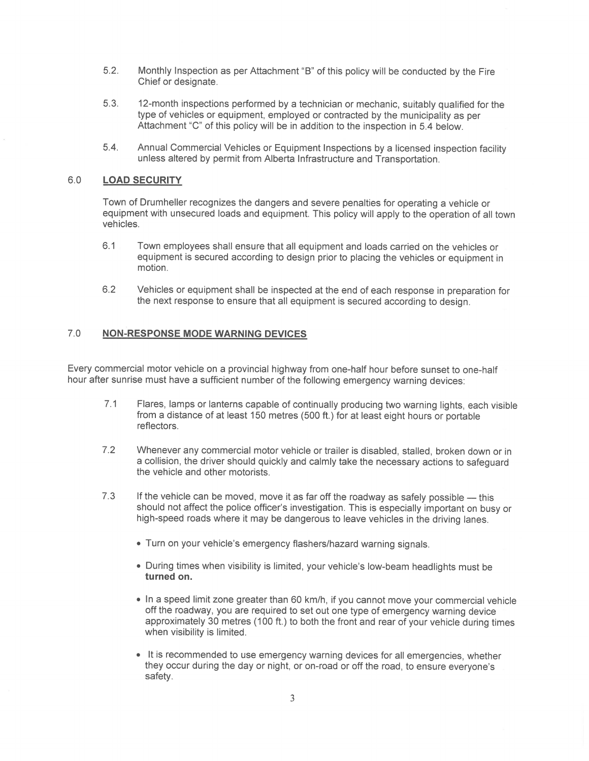5.2. Monthly Inspection as per Attachment "B" of this policy will be conducted by the Fire Chief or designate.

5.3. 12-month inspections performed by a technician or mechanic, suitably qualified for the type of vehicles or equipment, employed or contracted by the municipality as per Attachment "C" of this policy will be in addition to the inspection in 5.4 below.

5.4. Annual Commercial Vehicles or Equipment Inspections by a licensed inspection facility unless altered by permit from Alberta Infrastructure and Transportation.

## 6.0 <u>LOAD SECURITY</u>

Town of Drumheller recognizes the dangers and severe penalties for operating a vehicle or equipment with unsecured loads and equipment. This policy will apply to the operation of all town vehicles.

6.1 Town employees shall ensure that all equipment and loads carried on the vehicles or equipment is secured according to design prior to placing the vehicles or equipment in motion.

6.2 Vehicles or equipment shall be inspected at the end of each response in preparation for the next response to ensure that all equipment is secured according to design.

## 7.0 <u>NON-RESPONSE MODE WARNING DEVICES</u>

Every commercial motor vehicle on a provincial highway from one-half hour before sunset to one-half hour after sunrise must have a sufficient number of the following emergency warning devices:

7.1 Flares, lamps or lanterns capable of continually producing two warning lights, each visible from a distance of at least 150 metres (500 ft.) for at least eight hours or portable reflectors.

7.2 Whenever any commercial motor vehicle or trailer is disabled, stalled, broken down or in a collision, the driver should quickly and calmly take the necessary actions to safeguard the vehicle and other motorists.

7.3 If the vehicle can be moved, move it as far off the roadway as safely possible — this should not affect the police officer's investigation. This is especially important on busy or high-speed roads where it may be dangerous to leave vehicles in the driving lanes.

- Turn on your vehicle's emergency flashers/hazard warning signals.
- During times when visibility is limited, your vehicle's low-beam headlights must be **turned on.**
- In a speed limit zone greater than 60 km/h, if you cannot move your commercial vehicle off the roadway, you are required to set out one type of emergency warning device approximately 30 metres (100 ft.) to both the front and rear of your vehicle during times when visibility is limited.
- It is recommended to use emergency warning devices for all emergencies, whether they occur during the day or night, or on-road or off the road, to ensure everyone's safety.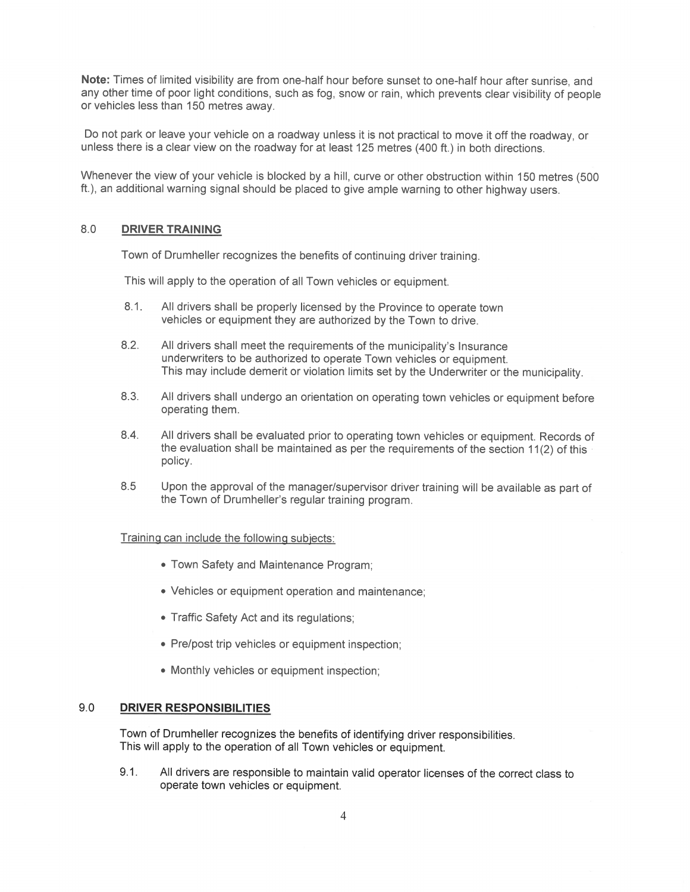**Note:** Times of limited visibility are from one-half hour before sunset to one-half hour after sunrise, and any other time of poor light conditions, such as fog, snow or rain, which prevents clear visibility of people or vehicles less than 150 metres away.

Do not park or leave your vehicle on a roadway unless it is not practical to move it off the roadway, or unless there is a clear view on the roadway for at least 125 metres (400 ft.) in both directions.

Whenever the view of your vehicle is blocked by a hill, curve or other obstruction within 150 metres (500 ft.), an additional warning signal should be placed to give ample warning to other highway users.

## 8.0 DRIVER TRAINING

Town of Drumheller recognizes the benefits of continuing driver training.

This will apply to the operation of all Town vehicles or equipment.

8.1. All drivers shall be properly licensed by the Province to operate town vehicles or equipment they are authorized by the Town to drive.

8.2. All drivers shall meet the requirements of the municipality's Insurance underwriters to be authorized to operate Town vehicles or equipment. This may include demerit or violation limits set by the Underwriter or the municipality.

8.3. All drivers shall undergo an orientation on operating town vehicles or equipment before operating them.

8.4. All drivers shall be evaluated prior to operating town vehicles or equipment. Records of the evaluation shall be maintained as per the requirements of the section 11(2) of this policy.

8.5 Upon the approval of the manager/supervisor driver training will be available as part of the Town of Drumheller's regular training program.

Training can include the following subjects:

- Town Safety and Maintenance Program;
- Vehicles or equipment operation and maintenance;
- Traffic Safety Act and its regulations;
- Pre/post trip vehicles or equipment inspection;
- Monthly vehicles or equipment inspection;

## 9.0 DRIVER RESPONSIBILITIES

Town of Drumheller recognizes the benefits of identifying driver responsibilities. This will apply to the operation of all Town vehicles or equipment.

9.1. All drivers are responsible to maintain valid operator licenses of the correct class to operate town vehicles or equipment.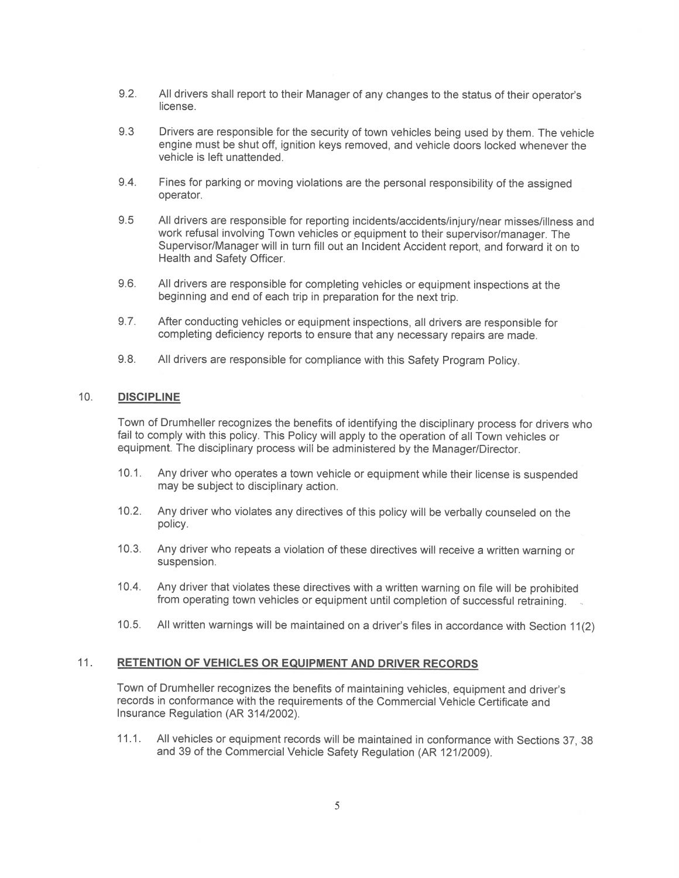9.2. All drivers shall report to their Manager of any changes to the status of their operator's license.

9.3 Drivers are responsible for the security of town vehicles being used by them. The vehicle engine must be shut off, ignition keys removed, and vehicle doors locked whenever the vehicle is left unattended.

9.4. Fines for parking or moving violations are the personal responsibility of the assigned operator.

9.5 All drivers are responsible for reporting incidents/accidents/injury/near misses/illness and work refusal involving Town vehicles or equipment to their supervisor/manager. The Supervisor/Manager will in turn fill out an Incident Accident report, and forward it on to Health and Safety Officer.

9.6. All drivers are responsible for completing vehicles or equipment inspections at the beginning and end of each trip in preparation for the next trip.

9.7. After conducting vehicles or equipment inspections, all drivers are responsible for completing deficiency reports to ensure that any necessary repairs are made.

9.8. All drivers are responsible for compliance with this Safety Program Policy.

## 10. DISCIPLINE

Town of Drumheller recognizes the benefits of identifying the disciplinary process for drivers who fail to comply with this policy. This Policy will apply to the operation of all Town vehicles or equipment. The disciplinary process will be administered by the Manager/Director.

10.1. Any driver who operates a town vehicle or equipment while their license is suspended may be subject to disciplinary action.

10.2. Any driver who violates any directives of this policy will be verbally counseled on the policy.

10.3. Any driver who repeats a violation of these directives will receive a written warning or suspension.

10.4. Any driver that violates these directives with a written warning on file will be prohibited from operating town vehicles or equipment until completion of successful retraining.

10.5. All written warnings will be maintained on a driver's files in accordance with Section 11(2)

## 11. RETENTION OF VEHICLES OR EQUIPMENT AND DRIVER RECORDS

Town of Drumheller recognizes the benefits of maintaining vehicles, equipment and driver's records in conformance with the requirements of the Commercial Vehicle Certificate and Insurance Regulation (AR 314/2002).

11.1. All vehicles or equipment records will be maintained in conformance with Sections 37, 38 and 39 of the Commercial Vehicle Safety Regulation (AR 121/2009).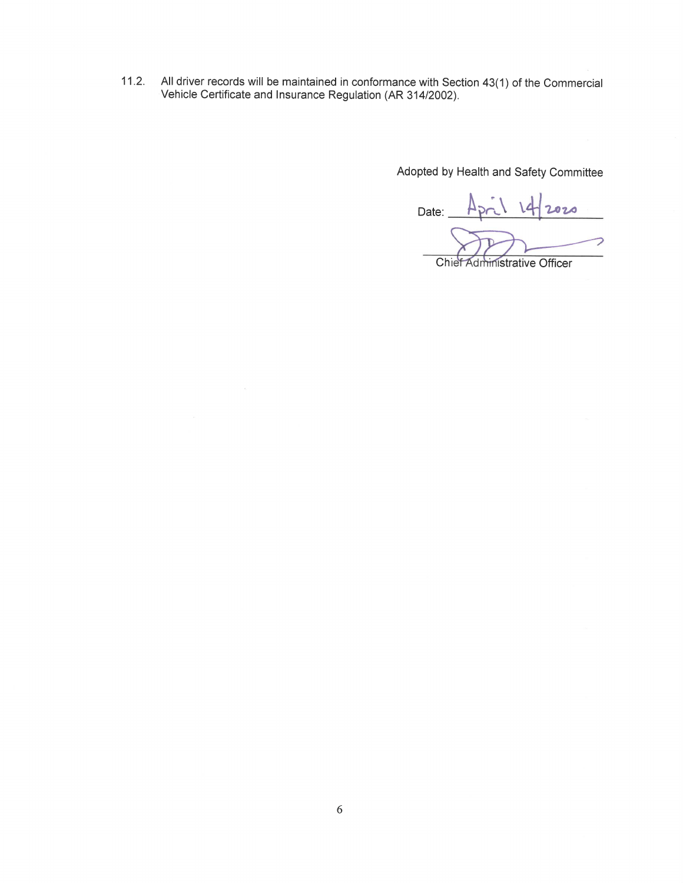11.2. All driver records will be maintained in conformance with Section 43(1) of the Commercial Vehicle Certificate and Insurance Regulation (AR 314/2002).

Adopted by Health and Safety Committee

Date: April 14/2020

Chief Administrative Officer